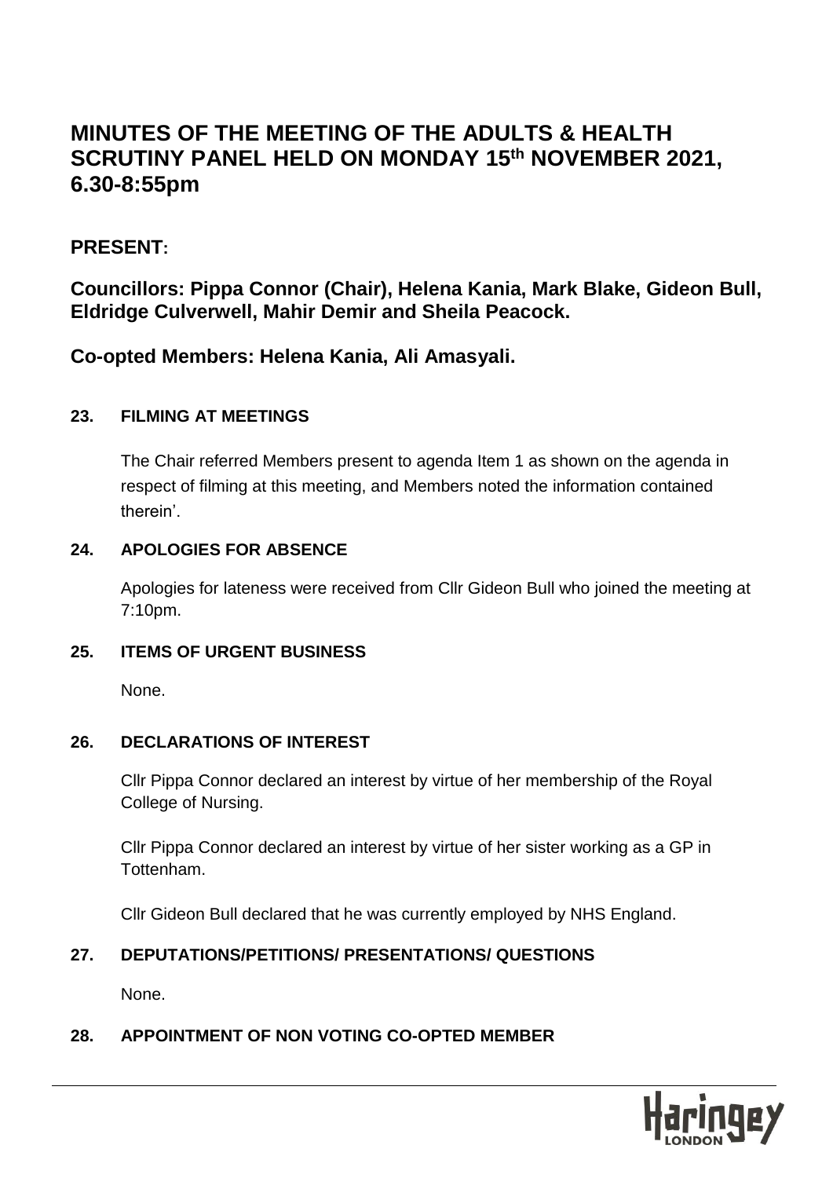# MINUTES OF THE MEETING OF THE ADULTS & HEALTH SCRUTINY PANEL HELD ON MONDAY 15th NOVEMBER 2021, 6.30-8:55pm

## PRESENT:

## Councillors: Pippa Connor (Chair), Helena Kania, Mark Blake, Gideon Bull, Eldridge Culverwell, Mahir Demir and Sheila Peacock.

## Co-opted Members: Helena Kania, Ali Amasyali.

### 23. FILMING AT MEETINGS

The Chair referred Members present to agenda Item 1 as shown on the agenda in respect of filming at this meeting, and Members noted the information contained therein'.

### 24. APOLOGIES FOR ABSENCE

Apologies for lateness were received from Cllr Gideon Bull who joined the meeting at 7:10pm.

### 25. ITEMS OF URGENT BUSINESS

None.

### 26. DECLARATIONS OF INTEREST

Cllr Pippa Connor declared an interest by virtue of her membership of the Royal College of Nursing.

Cllr Pippa Connor declared an interest by virtue of her sister working as a GP in Tottenham.

Cllr Gideon Bull declared that he was currently employed by NHS England.

### 27. DEPUTATIONS/PETITIONS/ PRESENTATIONS/ QUESTIONS

None.

### 28. APPOINTMENT OF NON VOTING CO-OPTED MEMBER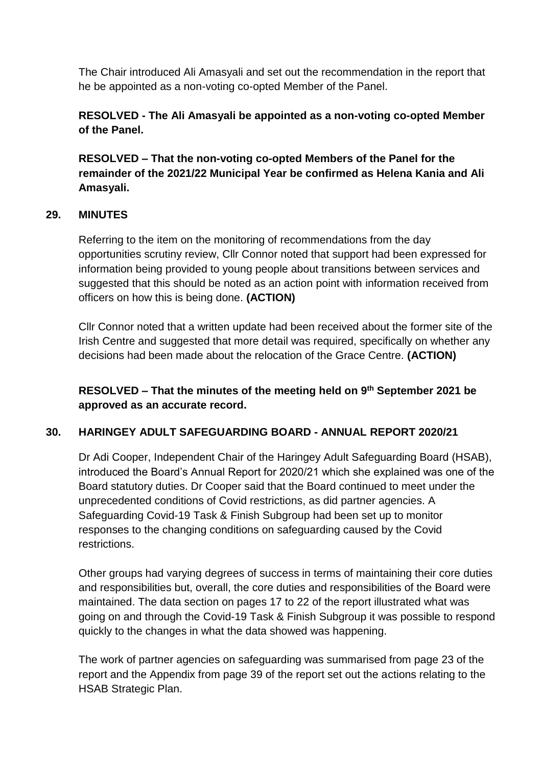The Chair introduced Ali Amasyali and set out the recommendation in the report that he be appointed as a non-voting co-opted Member of the Panel.

**RESOLVED - The Ali Amasyali be appointed as a non-voting co-opted Member of the Panel.**

**RESOLVED – That the non-voting co-opted Members of the Panel for the remainder of the 2021/22 Municipal Year be confirmed as Helena Kania and Ali Amasyali.**

## 29. MINUTES

Referring to the item on the monitoring of recommendations from the day opportunities scrutiny review, Cllr Connor noted that support had been expressed for information being provided to young people about transitions between services and suggested that this should be noted as an action point with information received from officers on how this is being done. **(ACTION)**

Cllr Connor noted that a written update had been received about the former site of the Irish Centre and suggested that more detail was required, specifically on whether any decisions had been made about the relocation of the Grace Centre. **(ACTION)**

**RESOLVED – That the minutes of the meeting held on 9th September 2021 be approved as an accurate record.**

## 30. HARINGEY ADULT SAFEGUARDING BOARD - ANNUAL REPORT 2020/21

Dr Adi Cooper, Independent Chair of the Haringey Adult Safeguarding Board (HSAB), introduced the Board's Annual Report for 2020/21 which she explained was one of the Board statutory duties. Dr Cooper said that the Board continued to meet under the unprecedented conditions of Covid restrictions, as did partner agencies. A Safeguarding Covid-19 Task & Finish Subgroup had been set up to monitor responses to the changing conditions on safeguarding caused by the Covid restrictions.

Other groups had varying degrees of success in terms of maintaining their core duties and responsibilities but, overall, the core duties and responsibilities of the Board were maintained. The data section on pages 17 to 22 of the report illustrated what was going on and through the Covid-19 Task & Finish Subgroup it was possible to respond quickly to the changes in what the data showed was happening.

The work of partner agencies on safeguarding was summarised from page 23 of the report and the Appendix from page 39 of the report set out the actions relating to the HSAB Strategic Plan.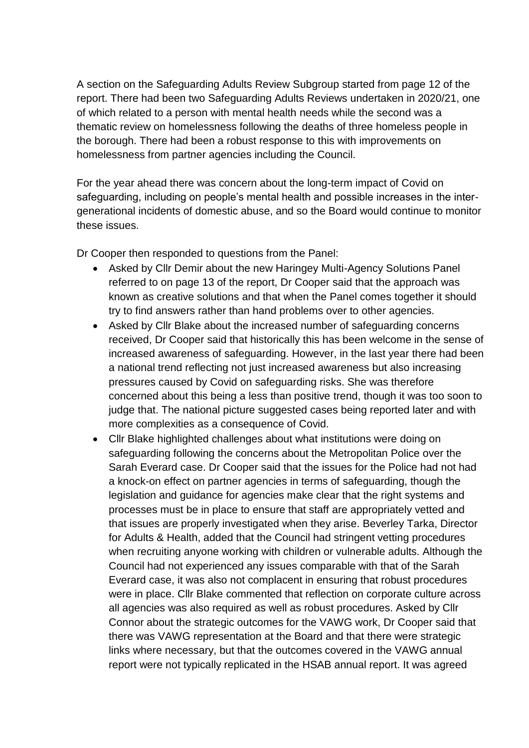A section on the Safeguarding Adults Review Subgroup started from page 12 of the report. There had been two Safeguarding Adults Reviews undertaken in 2020/21, one of which related to a person with mental health needs while the second was a thematic review on homelessness following the deaths of three homeless people in the borough. There had been a robust response to this with improvements on homelessness from partner agencies including the Council.

For the year ahead there was concern about the long-term impact of Covid on safeguarding, including on people's mental health and possible increases in the inter-generational incidents of domestic abuse, and so the Board would continue to monitor these issues.

Dr Cooper then responded to questions from the Panel:

- Asked by Cllr Demir about the new Haringey Multi-Agency Solutions Panel referred to on page 13 of the report, Dr Cooper said that the approach was known as creative solutions and that when the Panel comes together it should try to find answers rather than hand problems over to other agencies.
- Asked by Cllr Blake about the increased number of safeguarding concerns received, Dr Cooper said that historically this has been welcome in the sense of increased awareness of safeguarding. However, in the last year there had been a national trend reflecting not just increased awareness but also increasing pressures caused by Covid on safeguarding risks. She was therefore concerned about this being a less than positive trend, though it was too soon to judge that. The national picture suggested cases being reported later and with more complexities as a consequence of Covid.
- Cllr Blake highlighted challenges about what institutions were doing on safeguarding following the concerns about the Metropolitan Police over the Sarah Everard case. Dr Cooper said that the issues for the Police had not had a knock-on effect on partner agencies in terms of safeguarding, though the legislation and guidance for agencies make clear that the right systems and processes must be in place to ensure that staff are appropriately vetted and that issues are properly investigated when they arise. Beverley Tarka, Director for Adults & Health, added that the Council had stringent vetting procedures when recruiting anyone working with children or vulnerable adults. Although the Council had not experienced any issues comparable with that of the Sarah Everard case, it was also not complacent in ensuring that robust procedures were in place. Cllr Blake commented that reflection on corporate culture across all agencies was also required as well as robust procedures. Asked by Cllr Connor about the strategic outcomes for the VAWG work, Dr Cooper said that there was VAWG representation at the Board and that there were strategic links where necessary, but that the outcomes covered in the VAWG annual report were not typically replicated in the HSAB annual report. It was agreed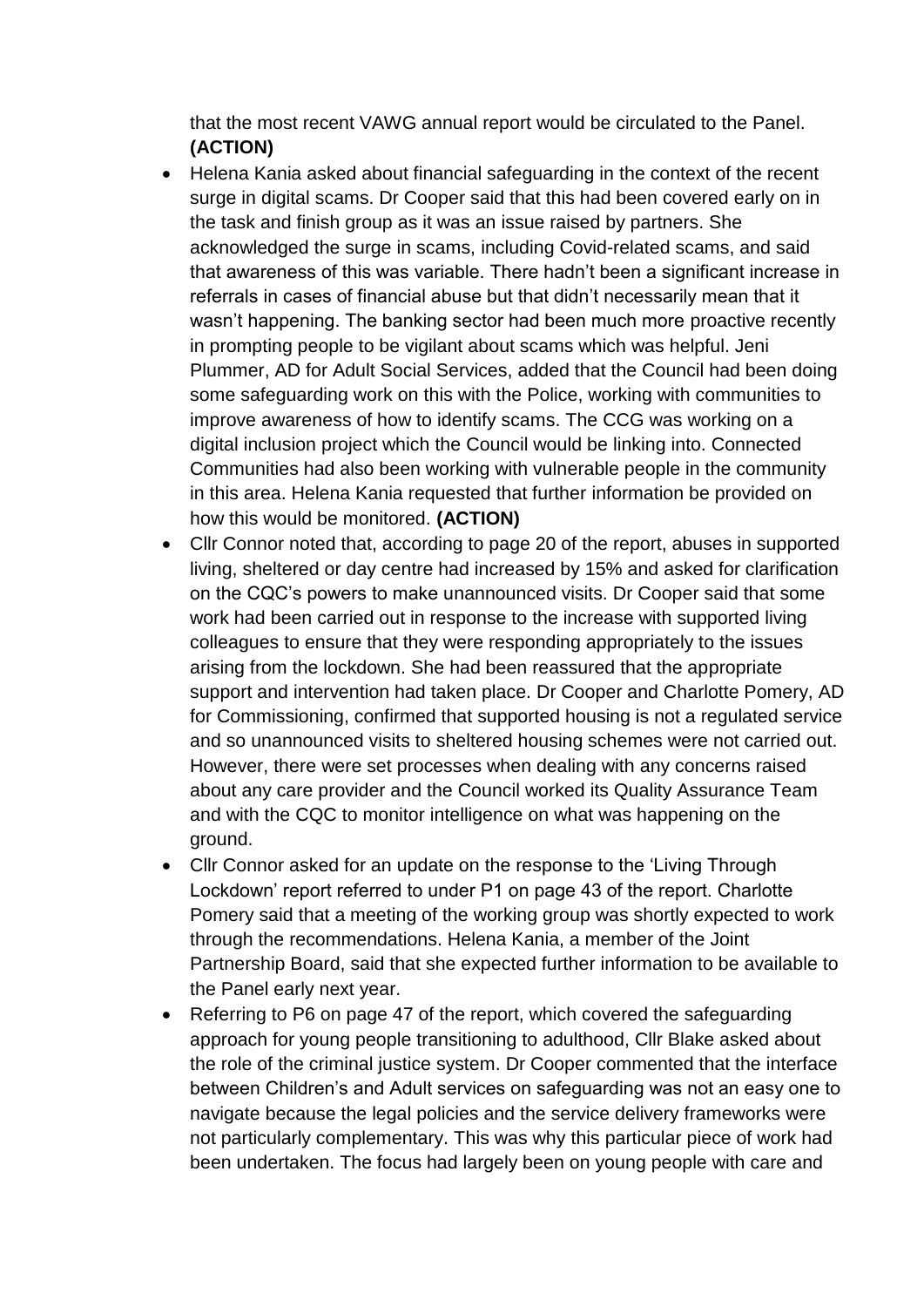that the most recent VAWG annual report would be circulated to the Panel. **(ACTION)**

- Helena Kania asked about financial safeguarding in the context of the recent surge in digital scams. Dr Cooper said that this had been covered early on in the task and finish group as it was an issue raised by partners. She acknowledged the surge in scams, including Covid-related scams, and said that awareness of this was variable. There hadn't been a significant increase in referrals in cases of financial abuse but that didn't necessarily mean that it wasn't happening. The banking sector had been much more proactive recently in prompting people to be vigilant about scams which was helpful. Jeni Plummer, AD for Adult Social Services, added that the Council had been doing some safeguarding work on this with the Police, working with communities to improve awareness of how to identify scams. The CCG was working on a digital inclusion project which the Council would be linking into. Connected Communities had also been working with vulnerable people in the community in this area. Helena Kania requested that further information be provided on how this would be monitored. **(ACTION)**
- Cllr Connor noted that, according to page 20 of the report, abuses in supported living, sheltered or day centre had increased by 15% and asked for clarification on the CQC's powers to make unannounced visits. Dr Cooper said that some work had been carried out in response to the increase with supported living colleagues to ensure that they were responding appropriately to the issues arising from the lockdown. She had been reassured that the appropriate support and intervention had taken place. Dr Cooper and Charlotte Pomery, AD for Commissioning, confirmed that supported housing is not a regulated service and so unannounced visits to sheltered housing schemes were not carried out. However, there were set processes when dealing with any concerns raised about any care provider and the Council worked its Quality Assurance Team and with the CQC to monitor intelligence on what was happening on the ground.
- Cllr Connor asked for an update on the response to the 'Living Through Lockdown' report referred to under P1 on page 43 of the report. Charlotte Pomery said that a meeting of the working group was shortly expected to work through the recommendations. Helena Kania, a member of the Joint Partnership Board, said that she expected further information to be available to the Panel early next year.
- Referring to P6 on page 47 of the report, which covered the safeguarding approach for young people transitioning to adulthood, Cllr Blake asked about the role of the criminal justice system. Dr Cooper commented that the interface between Children's and Adult services on safeguarding was not an easy one to navigate because the legal policies and the service delivery frameworks were not particularly complementary. This was why this particular piece of work had been undertaken. The focus had largely been on young people with care and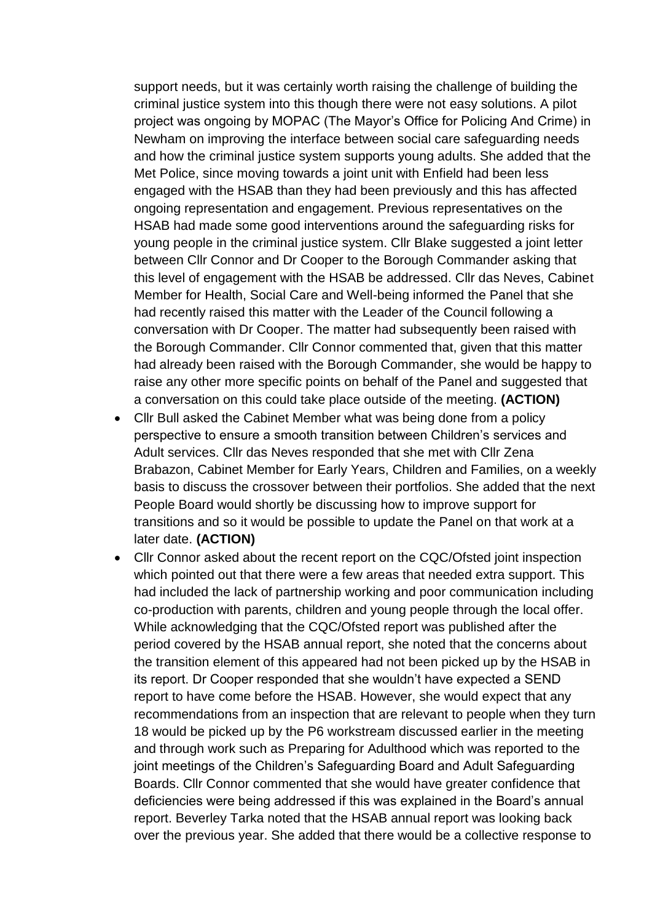support needs, but it was certainly worth raising the challenge of building the criminal justice system into this though there were not easy solutions. A pilot project was ongoing by MOPAC (The Mayor's Office for Policing And Crime) in Newham on improving the interface between social care safeguarding needs and how the criminal justice system supports young adults. She added that the Met Police, since moving towards a joint unit with Enfield had been less engaged with the HSAB than they had been previously and this has affected ongoing representation and engagement. Previous representatives on the HSAB had made some good interventions around the safeguarding risks for young people in the criminal justice system. Cllr Blake suggested a joint letter between Cllr Connor and Dr Cooper to the Borough Commander asking that this level of engagement with the HSAB be addressed. Cllr das Neves, Cabinet Member for Health, Social Care and Well-being informed the Panel that she had recently raised this matter with the Leader of the Council following a conversation with Dr Cooper. The matter had subsequently been raised with the Borough Commander. Cllr Connor commented that, given that this matter had already been raised with the Borough Commander, she would be happy to raise any other more specific points on behalf of the Panel and suggested that a conversation on this could take place outside of the meeting. **(ACTION)**

- Cllr Bull asked the Cabinet Member what was being done from a policy perspective to ensure a smooth transition between Children's services and Adult services. Cllr das Neves responded that she met with Cllr Zena Brabazon, Cabinet Member for Early Years, Children and Families, on a weekly basis to discuss the crossover between their portfolios. She added that the next People Board would shortly be discussing how to improve support for transitions and so it would be possible to update the Panel on that work at a later date. **(ACTION)**
- Cllr Connor asked about the recent report on the CQC/Ofsted joint inspection which pointed out that there were a few areas that needed extra support. This had included the lack of partnership working and poor communication including co-production with parents, children and young people through the local offer. While acknowledging that the CQC/Ofsted report was published after the period covered by the HSAB annual report, she noted that the concerns about the transition element of this appeared had not been picked up by the HSAB in its report. Dr Cooper responded that she wouldn't have expected a SEND report to have come before the HSAB. However, she would expect that any recommendations from an inspection that are relevant to people when they turn 18 would be picked up by the P6 workstream discussed earlier in the meeting and through work such as Preparing for Adulthood which was reported to the joint meetings of the Children's Safeguarding Board and Adult Safeguarding Boards. Cllr Connor commented that she would have greater confidence that deficiencies were being addressed if this was explained in the Board's annual report. Beverley Tarka noted that the HSAB annual report was looking back over the previous year. She added that there would be a collective response to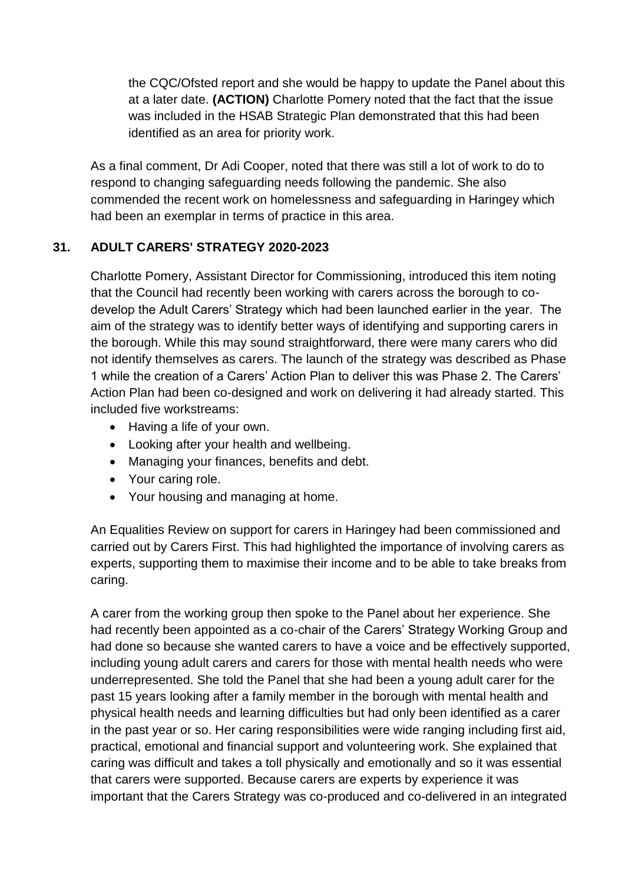the CQC/Ofsted report and she would be happy to update the Panel about this at a later date. **(ACTION)** Charlotte Pomery noted that the fact that the issue was included in the HSAB Strategic Plan demonstrated that this had been identified as an area for priority work.

As a final comment, Dr Adi Cooper, noted that there was still a lot of work to do to respond to changing safeguarding needs following the pandemic. She also commended the recent work on homelessness and safeguarding in Haringey which had been an exemplar in terms of practice in this area.

## 31. ADULT CARERS' STRATEGY 2020-2023

Charlotte Pomery, Assistant Director for Commissioning, introduced this item noting that the Council had recently been working with carers across the borough to co-develop the Adult Carers' Strategy which had been launched earlier in the year. The aim of the strategy was to identify better ways of identifying and supporting carers in the borough. While this may sound straightforward, there were many carers who did not identify themselves as carers. The launch of the strategy was described as Phase 1 while the creation of a Carers' Action Plan to deliver this was Phase 2. The Carers' Action Plan had been co-designed and work on delivering it had already started. This included five workstreams:

- Having a life of your own.
- Looking after your health and wellbeing.
- Managing your finances, benefits and debt.
- Your caring role.
- Your housing and managing at home.

An Equalities Review on support for carers in Haringey had been commissioned and carried out by Carers First. This had highlighted the importance of involving carers as experts, supporting them to maximise their income and to be able to take breaks from caring.

A carer from the working group then spoke to the Panel about her experience. She had recently been appointed as a co-chair of the Carers' Strategy Working Group and had done so because she wanted carers to have a voice and be effectively supported, including young adult carers and carers for those with mental health needs who were underrepresented. She told the Panel that she had been a young adult carer for the past 15 years looking after a family member in the borough with mental health and physical health needs and learning difficulties but had only been identified as a carer in the past year or so. Her caring responsibilities were wide ranging including first aid, practical, emotional and financial support and volunteering work. She explained that caring was difficult and takes a toll physically and emotionally and so it was essential that carers were supported. Because carers are experts by experience it was important that the Carers Strategy was co-produced and co-delivered in an integrated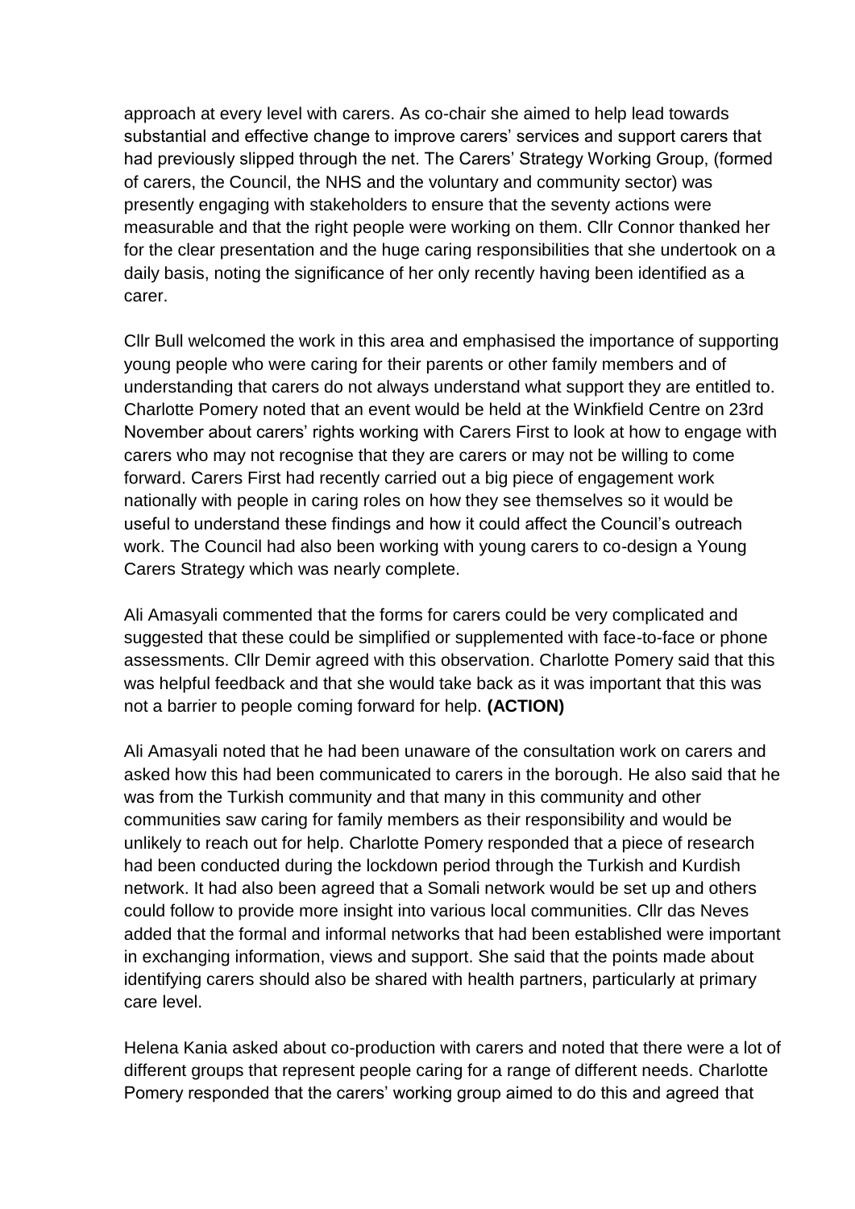approach at every level with carers. As co-chair she aimed to help lead towards substantial and effective change to improve carers' services and support carers that had previously slipped through the net. The Carers' Strategy Working Group, (formed of carers, the Council, the NHS and the voluntary and community sector) was presently engaging with stakeholders to ensure that the seventy actions were measurable and that the right people were working on them. Cllr Connor thanked her for the clear presentation and the huge caring responsibilities that she undertook on a daily basis, noting the significance of her only recently having been identified as a carer.

Cllr Bull welcomed the work in this area and emphasised the importance of supporting young people who were caring for their parents or other family members and of understanding that carers do not always understand what support they are entitled to. Charlotte Pomery noted that an event would be held at the Winkfield Centre on 23rd November about carers' rights working with Carers First to look at how to engage with carers who may not recognise that they are carers or may not be willing to come forward. Carers First had recently carried out a big piece of engagement work nationally with people in caring roles on how they see themselves so it would be useful to understand these findings and how it could affect the Council's outreach work. The Council had also been working with young carers to co-design a Young Carers Strategy which was nearly complete.

Ali Amasyali commented that the forms for carers could be very complicated and suggested that these could be simplified or supplemented with face-to-face or phone assessments. Cllr Demir agreed with this observation. Charlotte Pomery said that this was helpful feedback and that she would take back as it was important that this was not a barrier to people coming forward for help. **(ACTION)**

Ali Amasyali noted that he had been unaware of the consultation work on carers and asked how this had been communicated to carers in the borough. He also said that he was from the Turkish community and that many in this community and other communities saw caring for family members as their responsibility and would be unlikely to reach out for help. Charlotte Pomery responded that a piece of research had been conducted during the lockdown period through the Turkish and Kurdish network. It had also been agreed that a Somali network would be set up and others could follow to provide more insight into various local communities. Cllr das Neves added that the formal and informal networks that had been established were important in exchanging information, views and support. She said that the points made about identifying carers should also be shared with health partners, particularly at primary care level.

Helena Kania asked about co-production with carers and noted that there were a lot of different groups that represent people caring for a range of different needs. Charlotte Pomery responded that the carers' working group aimed to do this and agreed that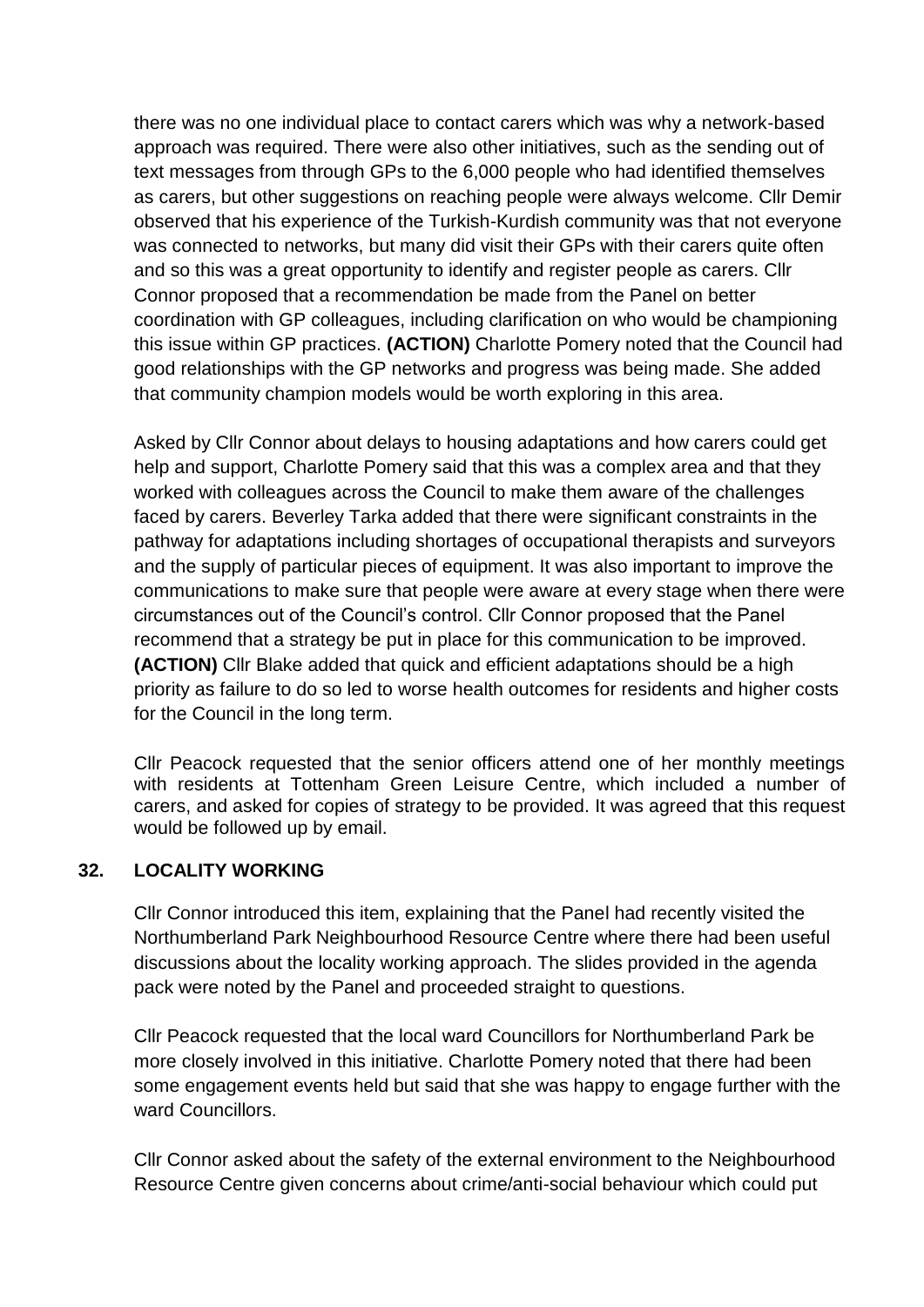there was no one individual place to contact carers which was why a network-based approach was required. There were also other initiatives, such as the sending out of text messages from through GPs to the 6,000 people who had identified themselves as carers, but other suggestions on reaching people were always welcome. Cllr Demir observed that his experience of the Turkish-Kurdish community was that not everyone was connected to networks, but many did visit their GPs with their carers quite often and so this was a great opportunity to identify and register people as carers. Cllr Connor proposed that a recommendation be made from the Panel on better coordination with GP colleagues, including clarification on who would be championing this issue within GP practices. **(ACTION)** Charlotte Pomery noted that the Council had good relationships with the GP networks and progress was being made. She added that community champion models would be worth exploring in this area.

Asked by Cllr Connor about delays to housing adaptations and how carers could get help and support, Charlotte Pomery said that this was a complex area and that they worked with colleagues across the Council to make them aware of the challenges faced by carers. Beverley Tarka added that there were significant constraints in the pathway for adaptations including shortages of occupational therapists and surveyors and the supply of particular pieces of equipment. It was also important to improve the communications to make sure that people were aware at every stage when there were circumstances out of the Council's control. Cllr Connor proposed that the Panel recommend that a strategy be put in place for this communication to be improved. **(ACTION)** Cllr Blake added that quick and efficient adaptations should be a high priority as failure to do so led to worse health outcomes for residents and higher costs for the Council in the long term.

Cllr Peacock requested that the senior officers attend one of her monthly meetings with residents at Tottenham Green Leisure Centre, which included a number of carers, and asked for copies of strategy to be provided. It was agreed that this request would be followed up by email.

## 32. LOCALITY WORKING

Cllr Connor introduced this item, explaining that the Panel had recently visited the Northumberland Park Neighbourhood Resource Centre where there had been useful discussions about the locality working approach. The slides provided in the agenda pack were noted by the Panel and proceeded straight to questions.

Cllr Peacock requested that the local ward Councillors for Northumberland Park be more closely involved in this initiative. Charlotte Pomery noted that there had been some engagement events held but said that she was happy to engage further with the ward Councillors.

Cllr Connor asked about the safety of the external environment to the Neighbourhood Resource Centre given concerns about crime/anti-social behaviour which could put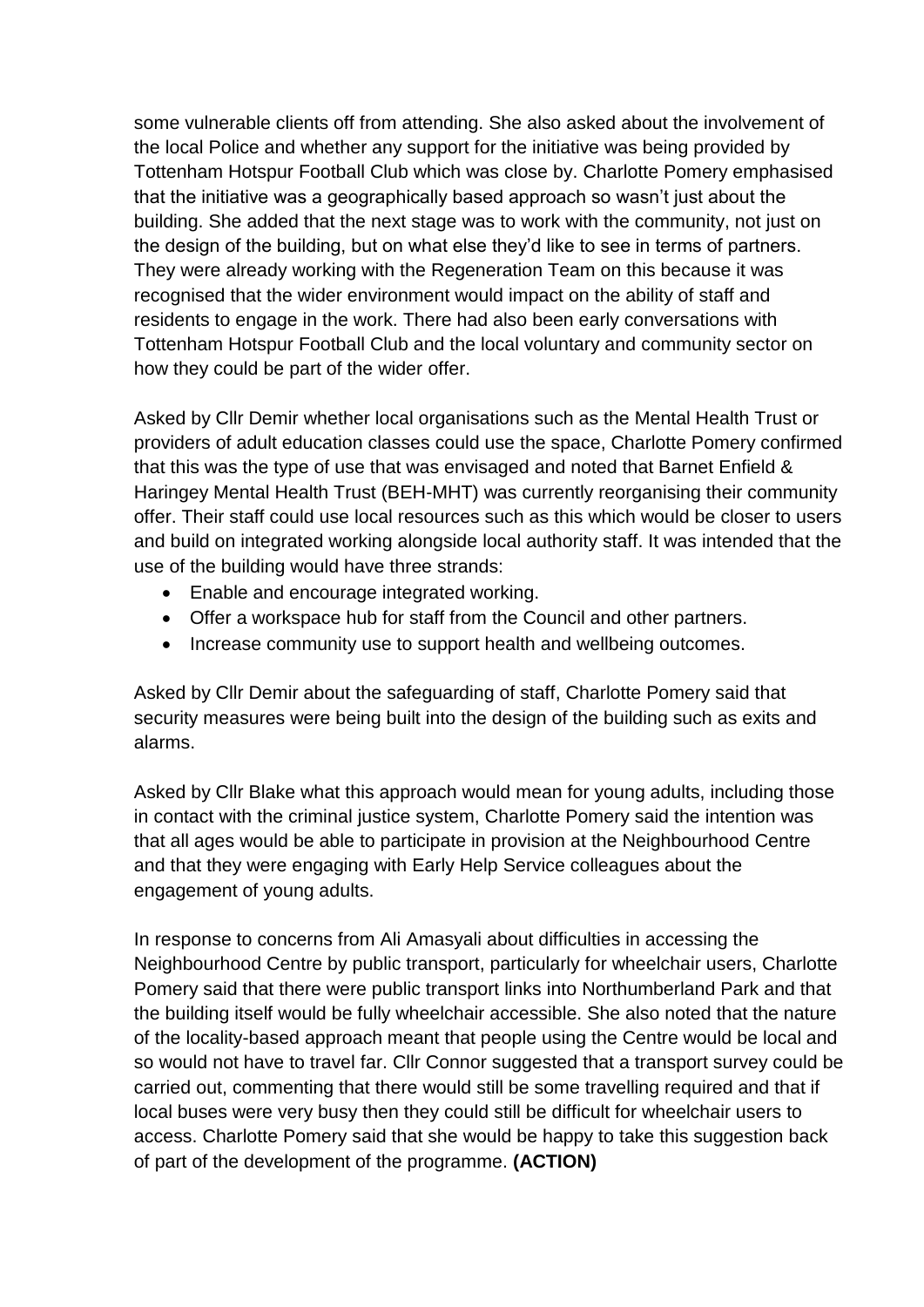some vulnerable clients off from attending. She also asked about the involvement of the local Police and whether any support for the initiative was being provided by Tottenham Hotspur Football Club which was close by. Charlotte Pomery emphasised that the initiative was a geographically based approach so wasn't just about the building. She added that the next stage was to work with the community, not just on the design of the building, but on what else they'd like to see in terms of partners. They were already working with the Regeneration Team on this because it was recognised that the wider environment would impact on the ability of staff and residents to engage in the work. There had also been early conversations with Tottenham Hotspur Football Club and the local voluntary and community sector on how they could be part of the wider offer.

Asked by Cllr Demir whether local organisations such as the Mental Health Trust or providers of adult education classes could use the space, Charlotte Pomery confirmed that this was the type of use that was envisaged and noted that Barnet Enfield & Haringey Mental Health Trust (BEH-MHT) was currently reorganising their community offer. Their staff could use local resources such as this which would be closer to users and build on integrated working alongside local authority staff. It was intended that the use of the building would have three strands:

- Enable and encourage integrated working.
- Offer a workspace hub for staff from the Council and other partners.
- Increase community use to support health and wellbeing outcomes.

Asked by Cllr Demir about the safeguarding of staff, Charlotte Pomery said that security measures were being built into the design of the building such as exits and alarms.

Asked by Cllr Blake what this approach would mean for young adults, including those in contact with the criminal justice system, Charlotte Pomery said the intention was that all ages would be able to participate in provision at the Neighbourhood Centre and that they were engaging with Early Help Service colleagues about the engagement of young adults.

In response to concerns from Ali Amasyali about difficulties in accessing the Neighbourhood Centre by public transport, particularly for wheelchair users, Charlotte Pomery said that there were public transport links into Northumberland Park and that the building itself would be fully wheelchair accessible. She also noted that the nature of the locality-based approach meant that people using the Centre would be local and so would not have to travel far. Cllr Connor suggested that a transport survey could be carried out, commenting that there would still be some travelling required and that if local buses were very busy then they could still be difficult for wheelchair users to access. Charlotte Pomery said that she would be happy to take this suggestion back of part of the development of the programme. **(ACTION)**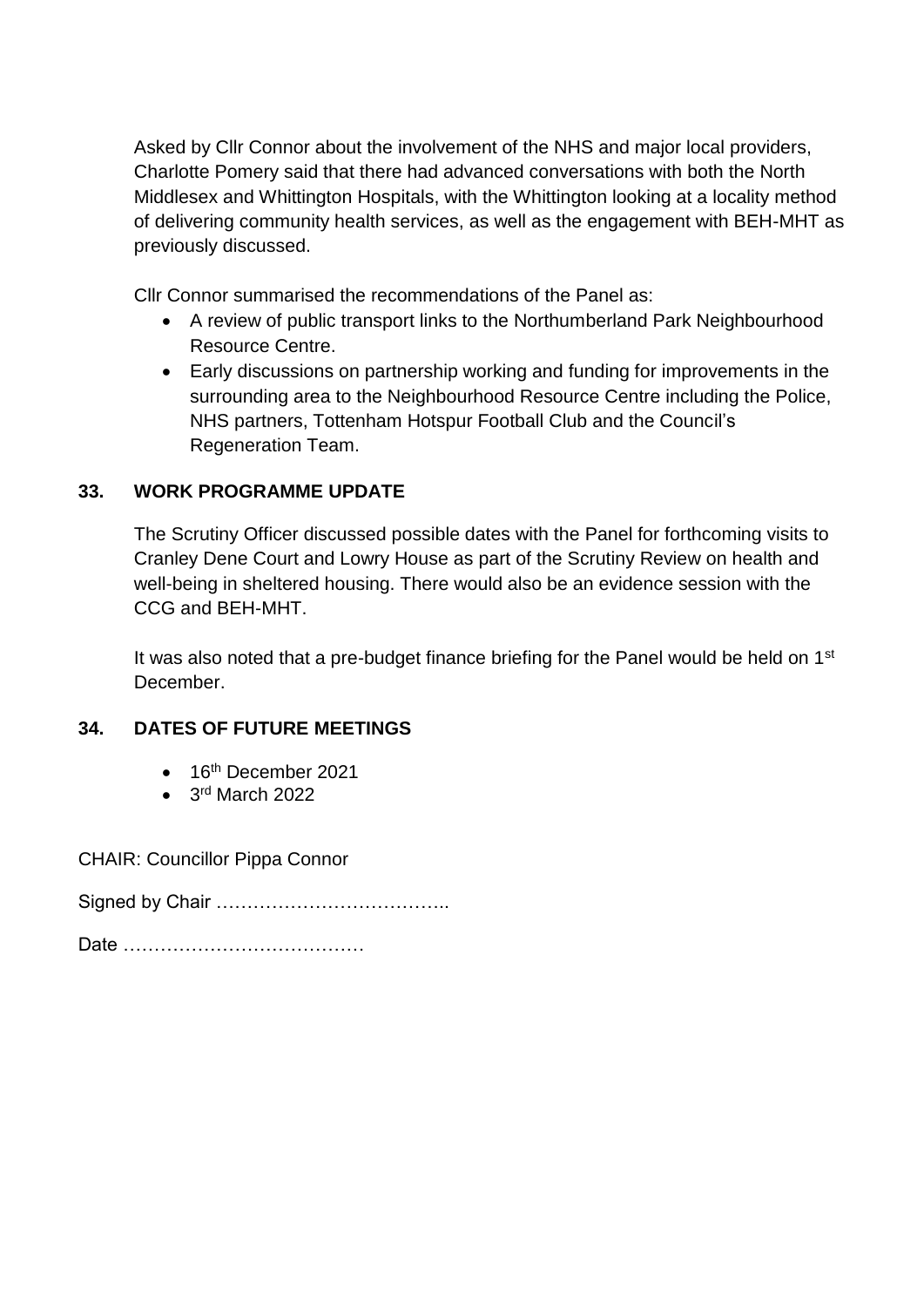Asked by Cllr Connor about the involvement of the NHS and major local providers, Charlotte Pomery said that there had advanced conversations with both the North Middlesex and Whittington Hospitals, with the Whittington looking at a locality method of delivering community health services, as well as the engagement with BEH-MHT as previously discussed.

Cllr Connor summarised the recommendations of the Panel as:

- A review of public transport links to the Northumberland Park Neighbourhood Resource Centre.
- Early discussions on partnership working and funding for improvements in the surrounding area to the Neighbourhood Resource Centre including the Police, NHS partners, Tottenham Hotspur Football Club and the Council's Regeneration Team.

## 33. WORK PROGRAMME UPDATE

The Scrutiny Officer discussed possible dates with the Panel for forthcoming visits to Cranley Dene Court and Lowry House as part of the Scrutiny Review on health and well-being in sheltered housing. There would also be an evidence session with the CCG and BEH-MHT.

It was also noted that a pre-budget finance briefing for the Panel would be held on 1st December.

## 34. DATES OF FUTURE MEETINGS

- 16th December 2021
- 3rd March 2022

CHAIR: Councillor Pippa Connor

Signed by Chair ………………………………..

Date …………………………………